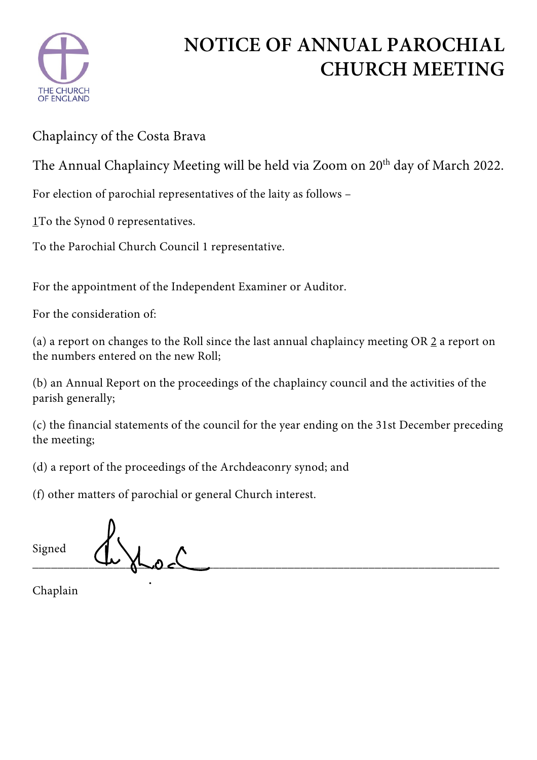THE CHURCH OF ENGLAND

# NOTICE OF ANNUAL PAROCHIAL CHURCH MEETING

Chaplaincy of the Costa Brava

The Annual Chaplaincy Meeting will be held via Zoom on 20th day of March 2022.

For election of parochial representatives of the laity as follows –

1To the Synod 0 representatives.

To the Parochial Church Council 1 representative.

For the appointment of the Independent Examiner or Auditor.

For the consideration of:

(a) a report on changes to the Roll since the last annual chaplaincy meeting OR 2 a report on the numbers entered on the new Roll;

(b) an Annual Report on the proceedings of the chaplaincy council and the activities of the parish generally;

(c) the financial statements of the council for the year ending on the 31st December preceding the meeting;

(d) a report of the proceedings of the Archdeaconry synod; and

(f) other matters of parochial or general Church interest.

Signed ______________________________________________

Chaplain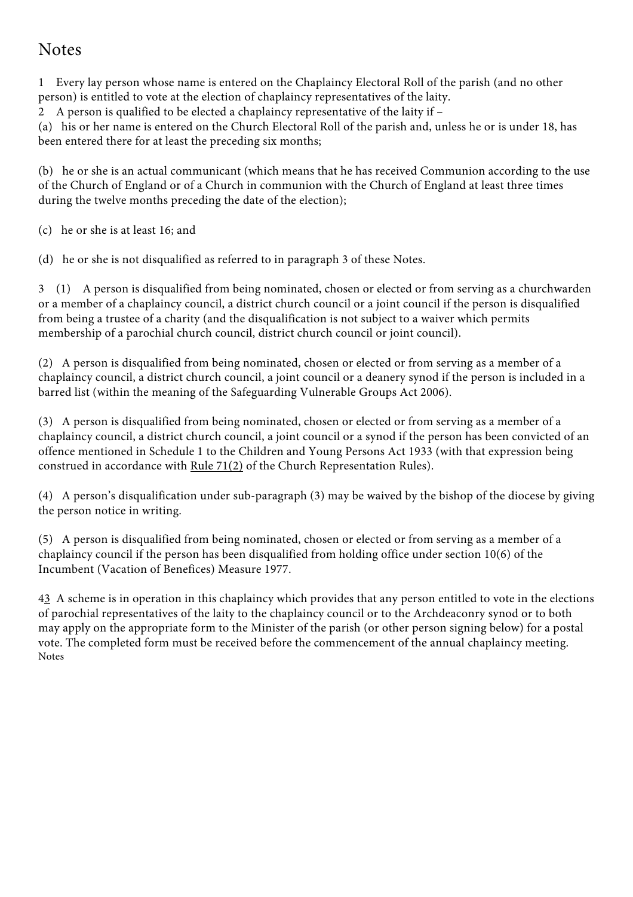# Notes

1 Every lay person whose name is entered on the Chaplaincy Electoral Roll of the parish (and no other person) is entitled to vote at the election of chaplaincy representatives of the laity.

2 A person is qualified to be elected a chaplaincy representative of the laity if –

(a) his or her name is entered on the Church Electoral Roll of the parish and, unless he or is under 18, has been entered there for at least the preceding six months;

(b) he or she is an actual communicant (which means that he has received Communion according to the use of the Church of England or of a Church in communion with the Church of England at least three times during the twelve months preceding the date of the election);

(c) he or she is at least 16; and

(d) he or she is not disqualified as referred to in paragraph 3 of these Notes.

3 (1) A person is disqualified from being nominated, chosen or elected or from serving as a churchwarden or a member of a chaplaincy council, a district church council or a joint council if the person is disqualified from being a trustee of a charity (and the disqualification is not subject to a waiver which permits membership of a parochial church council, district church council or joint council).

(2) A person is disqualified from being nominated, chosen or elected or from serving as a member of a chaplaincy council, a district church council, a joint council or a deanery synod if the person is included in a barred list (within the meaning of the Safeguarding Vulnerable Groups Act 2006).

(3) A person is disqualified from being nominated, chosen or elected or from serving as a member of a chaplaincy council, a district church council, a joint council or a synod if the person has been convicted of an offence mentioned in Schedule 1 to the Children and Young Persons Act 1933 (with that expression being construed in accordance with Rule 71(2) of the Church Representation Rules).

(4) A person's disqualification under sub-paragraph (3) may be waived by the bishop of the diocese by giving the person notice in writing.

(5) A person is disqualified from being nominated, chosen or elected or from serving as a member of a chaplaincy council if the person has been disqualified from holding office under section 10(6) of the Incumbent (Vacation of Benefices) Measure 1977.

43 A scheme is in operation in this chaplaincy which provides that any person entitled to vote in the elections of parochial representatives of the laity to the chaplaincy council or to the Archdeaconry synod or to both may apply on the appropriate form to the Minister of the parish (or other person signing below) for a postal vote. The completed form must be received before the commencement of the annual chaplaincy meeting.

Notes